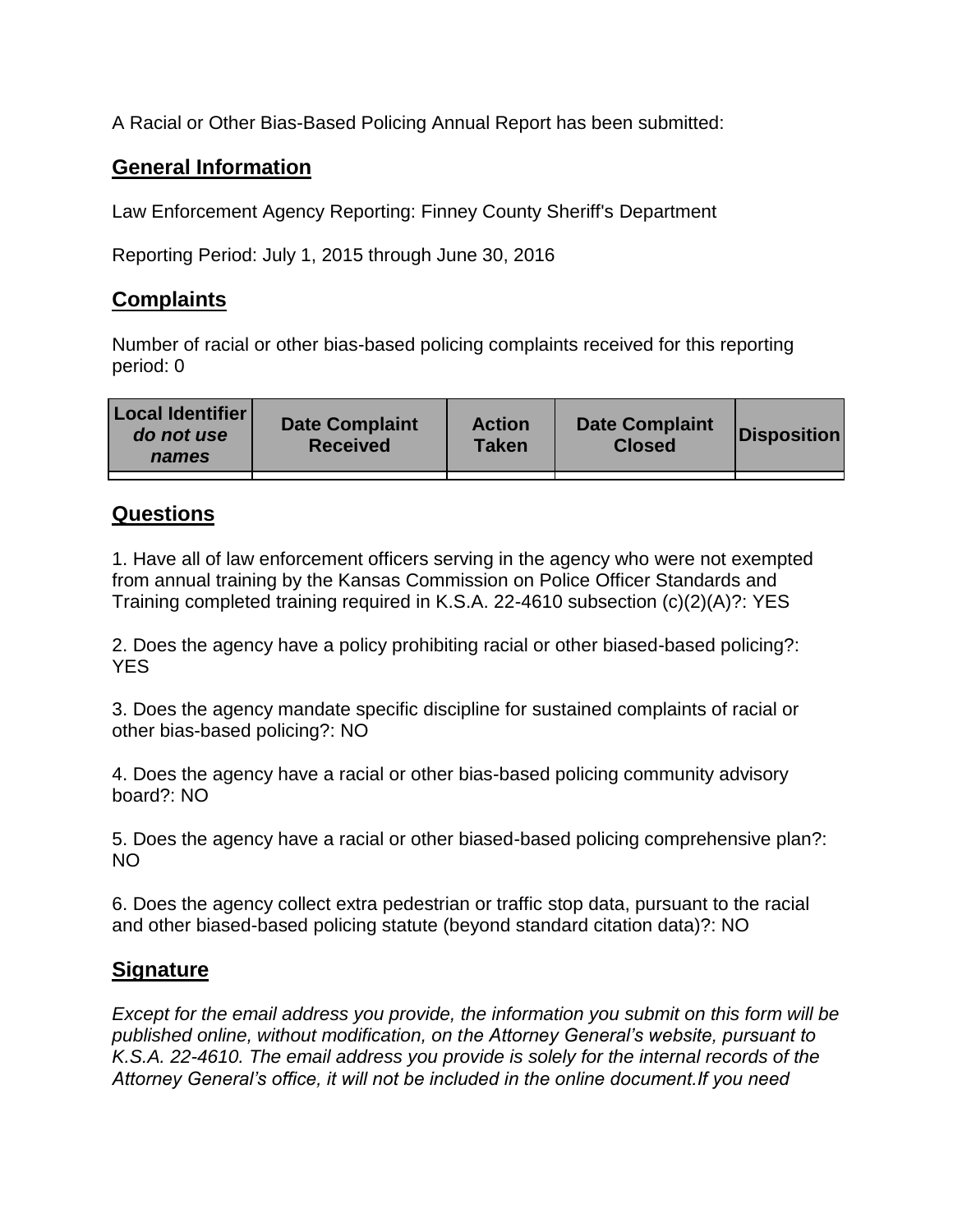A Racial or Other Bias-Based Policing Annual Report has been submitted:

## General Information

Law Enforcement Agency Reporting: Finney County Sheriff's Department

Reporting Period: July 1, 2015 through June 30, 2016

## Complaints

Number of racial or other bias-based policing complaints received for this reporting period: 0

| **Local Identifier** *do not use names* | **Date Complaint Received** | **Action Taken** | **Date Complaint Closed** | **Disposition** |
|---|---|---|---|---|
| | | | | |

## Questions

1. Have all of law enforcement officers serving in the agency who were not exempted from annual training by the Kansas Commission on Police Officer Standards and Training completed training required in K.S.A. 22-4610 subsection (c)(2)(A)?: YES

2. Does the agency have a policy prohibiting racial or other biased-based policing?: YES

3. Does the agency mandate specific discipline for sustained complaints of racial or other bias-based policing?: NO

4. Does the agency have a racial or other bias-based policing community advisory board?: NO

5. Does the agency have a racial or other biased-based policing comprehensive plan?: NO

6. Does the agency collect extra pedestrian or traffic stop data, pursuant to the racial and other biased-based policing statute (beyond standard citation data)?: NO

## Signature

*Except for the email address you provide, the information you submit on this form will be published online, without modification, on the Attorney General's website, pursuant to K.S.A. 22-4610. The email address you provide is solely for the internal records of the Attorney General's office, it will not be included in the online document.If you need*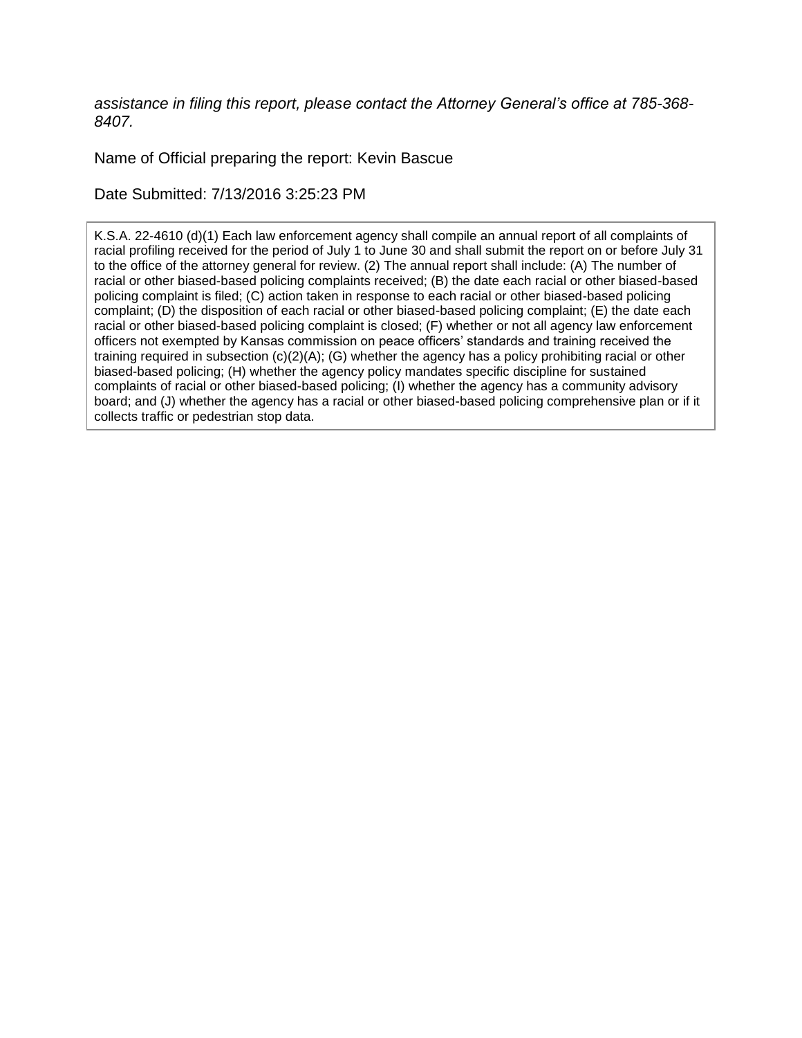*assistance in filing this report, please contact the Attorney General's office at 785-368-8407.*

Name of Official preparing the report: Kevin Bascue

Date Submitted: 7/13/2016 3:25:23 PM

K.S.A. 22-4610 (d)(1) Each law enforcement agency shall compile an annual report of all complaints of racial profiling received for the period of July 1 to June 30 and shall submit the report on or before July 31 to the office of the attorney general for review. (2) The annual report shall include: (A) The number of racial or other biased-based policing complaints received; (B) the date each racial or other biased-based policing complaint is filed; (C) action taken in response to each racial or other biased-based policing complaint; (D) the disposition of each racial or other biased-based policing complaint; (E) the date each racial or other biased-based policing complaint is closed; (F) whether or not all agency law enforcement officers not exempted by Kansas commission on peace officers' standards and training received the training required in subsection (c)(2)(A); (G) whether the agency has a policy prohibiting racial or other biased-based policing; (H) whether the agency policy mandates specific discipline for sustained complaints of racial or other biased-based policing; (I) whether the agency has a community advisory board; and (J) whether the agency has a racial or other biased-based policing comprehensive plan or if it collects traffic or pedestrian stop data.